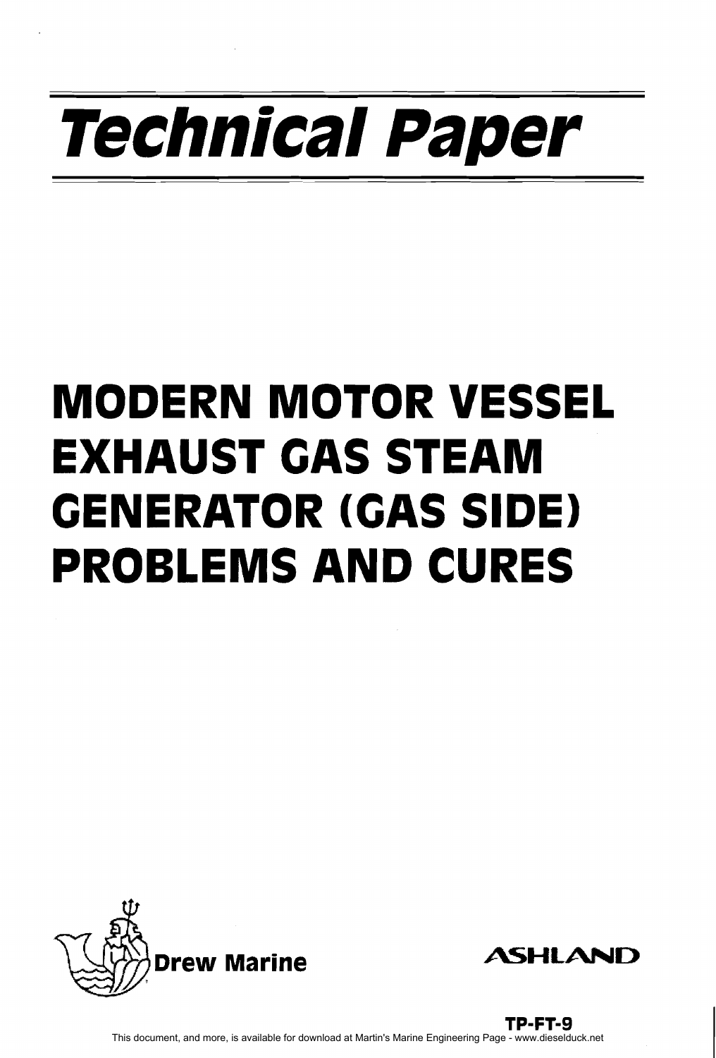# Technical Paper

# MODERN MOTOR VESSEL EXHAUST GAS STEAM GENERATOR (GAS SIDE) PROBLEMS AND CURES

Drew Marine

ASHLAND

TP-FT-9

This document, and more, is available for download at Martin's Marine Engineering Page - www.dieselduck.net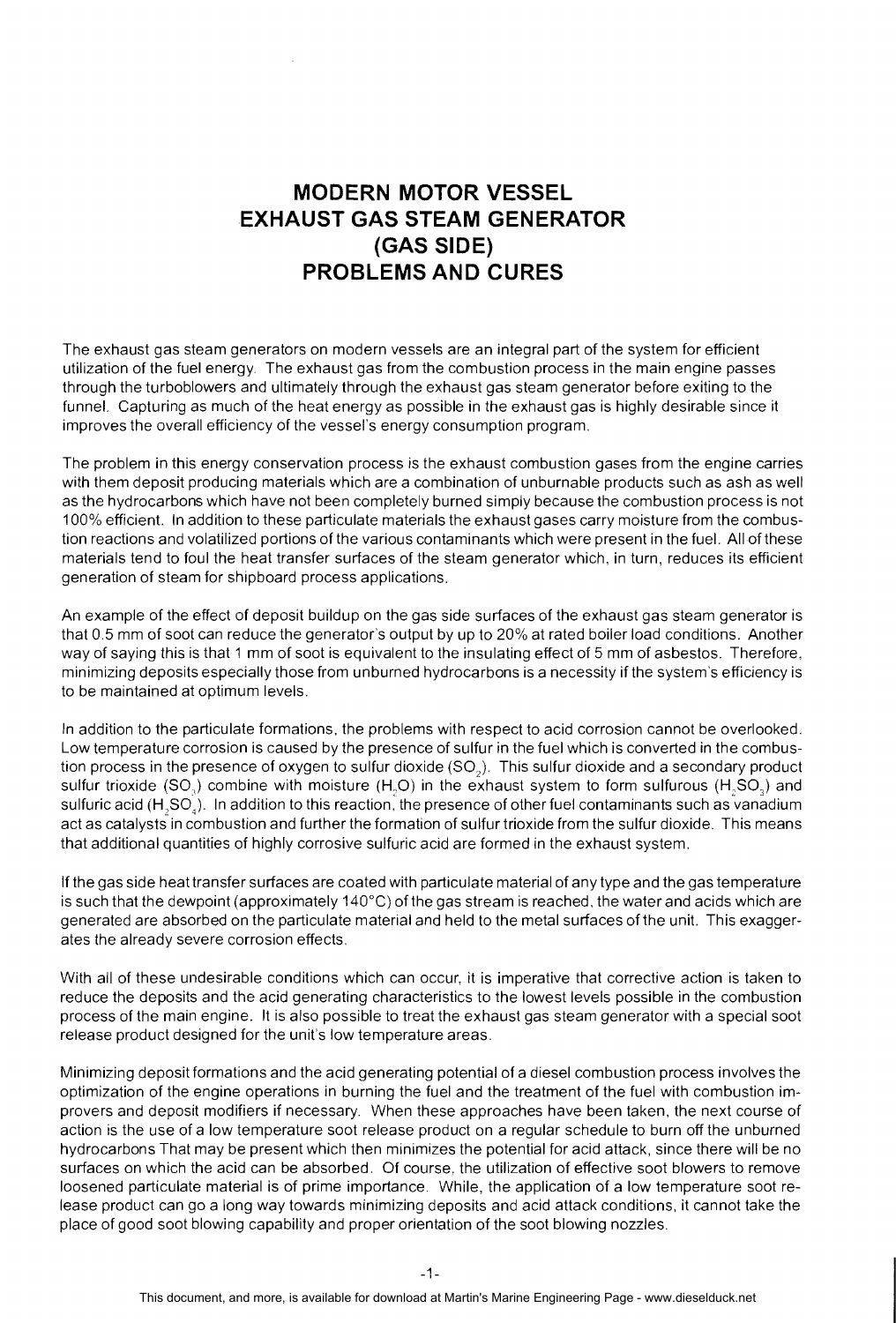# MODERN MOTOR VESSEL EXHAUST GAS STEAM GENERATOR (GAS SIDE) PROBLEMS AND CURES

The exhaust gas steam generators on modern vessels are an integral part of the system for efficient utilization of the fuel energy. The exhaust gas from the combustion process in the main engine passes through the turboblowers and ultimately through the exhaust gas steam generator before exiting to the funnel. Capturing as much of the heat energy as possible in the exhaust gas is highly desirable since it improves the overall efficiency of the vessel's energy consumption program.

The problem in this energy conservation process is the exhaust combustion gases from the engine carries with them deposit producing materials which are a combination of unburnable products such as ash as well as the hydrocarbons which have not been completely burned simply because the combustion process is not 100% efficient. In addition to these particulate materials the exhaust gases carry moisture from the combustion reactions and volatilized portions of the various contaminants which were present in the fuel. All of these materials tend to foul the heat transfer surfaces of the steam generator which, in turn, reduces its efficient generation of steam for shipboard process applications.

An example of the effect of deposit buildup on the gas side surfaces of the exhaust gas steam generator is that 0.5 mm of soot can reduce the generator's output by up to 20% at rated boiler load conditions. Another way of saying this is that 1 mm of soot is equivalent to the insulating effect of 5 mm of asbestos. Therefore, minimizing deposits especially those from unburned hydrocarbons is a necessity if the system's efficiency is to be maintained at optimum levels.

In addition to the particulate formations, the problems with respect to acid corrosion cannot be overlooked. Low temperature corrosion is caused by the presence of sulfur in the fuel which is converted in the combustion process in the presence of oxygen to sulfur dioxide ($SO_2$). This sulfur dioxide and a secondary product sulfur trioxide ($SO_3$) combine with moisture ($H_2O$) in the exhaust system to form sulfurous ($H_2SO_3$) and sulfuric acid ($H_2SO_4$). In addition to this reaction, the presence of other fuel contaminants such as vanadium act as catalysts in combustion and further the formation of sulfur trioxide from the sulfur dioxide. This means that additional quantities of highly corrosive sulfuric acid are formed in the exhaust system.

If the gas side heat transfer surfaces are coated with particulate material of any type and the gas temperature is such that the dewpoint (approximately 140°C) of the gas stream is reached, the water and acids which are generated are absorbed on the particulate material and held to the metal surfaces of the unit. This exaggerates the already severe corrosion effects.

With all of these undesirable conditions which can occur, it is imperative that corrective action is taken to reduce the deposits and the acid generating characteristics to the lowest levels possible in the combustion process of the main engine. It is also possible to treat the exhaust gas steam generator with a special soot release product designed for the unit's low temperature areas.

Minimizing deposit formations and the acid generating potential of a diesel combustion process involves the optimization of the engine operations in burning the fuel and the treatment of the fuel with combustion improvers and deposit modifiers if necessary. When these approaches have been taken, the next course of action is the use of a low temperature soot release product on a regular schedule to burn off the unburned hydrocarbons That may be present which then minimizes the potential for acid attack, since there will be no surfaces on which the acid can be absorbed. Of course, the utilization of effective soot blowers to remove loosened particulate material is of prime importance. While, the application of a low temperature soot release product can go a long way towards minimizing deposits and acid attack conditions, it cannot take the place of good soot blowing capability and proper orientation of the soot blowing nozzles.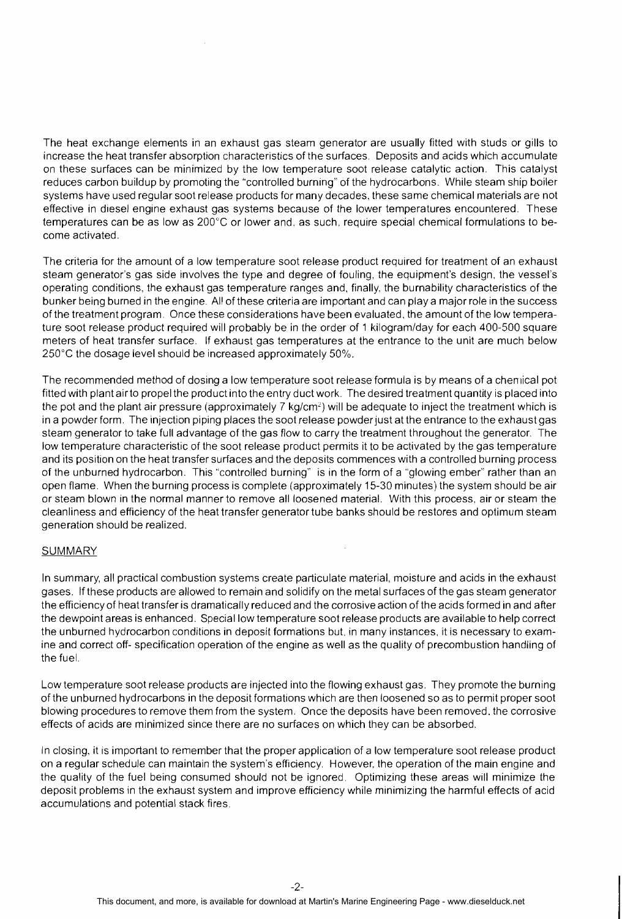The heat exchange elements in an exhaust gas steam generator are usually fitted with studs or gills to increase the heat transfer absorption characteristics of the surfaces. Deposits and acids which accumulate on these surfaces can be minimized by the low temperature soot release catalytic action. This catalyst reduces carbon buildup by promoting the "controlled burning" of the hydrocarbons. While steam ship boiler systems have used regular soot release products for many decades, these same chemical materials are not effective in diesel engine exhaust gas systems because of the lower temperatures encountered. These temperatures can be as low as 200°C or lower and, as such, require special chemical formulations to become activated.

The criteria for the amount of a low temperature soot release product required for treatment of an exhaust steam generator's gas side involves the type and degree of fouling, the equipment's design, the vessel's operating conditions, the exhaust gas temperature ranges and, finally, the burnability characteristics of the bunker being burned in the engine. All of these criteria are important and can play a major role in the success of the treatment program. Once these considerations have been evaluated, the amount of the low temperature soot release product required will probably be in the order of 1 kilogram/day for each 400-500 square meters of heat transfer surface. If exhaust gas temperatures at the entrance to the unit are much below 250°C the dosage level should be increased approximately 50%.

The recommended method of dosing a low temperature soot release formula is by means of a chemical pot fitted with plant air to propel the product into the entry duct work. The desired treatment quantity is placed into the pot and the plant air pressure (approximately 7 $kg/cm^2$) will be adequate to inject the treatment which is in a powder form. The injection piping places the soot release powder just at the entrance to the exhaust gas steam generator to take full advantage of the gas flow to carry the treatment throughout the generator. The low temperature characteristic of the soot release product permits it to be activated by the gas temperature and its position on the heat transfer surfaces and the deposits commences with a controlled burning process of the unburned hydrocarbon. This "controlled burning" is in the form of a "glowing ember" rather than an open flame. When the burning process is complete (approximately 15-30 minutes) the system should be air or steam blown in the normal manner to remove all loosened material. With this process, air or steam the cleanliness and efficiency of the heat transfer generator tube banks should be restores and optimum steam generation should be realized.

## SUMMARY

In summary, all practical combustion systems create particulate material, moisture and acids in the exhaust gases. If these products are allowed to remain and solidify on the metal surfaces of the gas steam generator the efficiency of heat transfer is dramatically reduced and the corrosive action of the acids formed in and after the dewpoint areas is enhanced. Special low temperature soot release products are available to help correct the unburned hydrocarbon conditions in deposit formations but, in many instances, it is necessary to examine and correct off- specification operation of the engine as well as the quality of precombustion handling of the fuel.

Low temperature soot release products are injected into the flowing exhaust gas. They promote the burning of the unburned hydrocarbons in the deposit formations which are then loosened so as to permit proper soot blowing procedures to remove them from the system. Once the deposits have been removed, the corrosive effects of acids are minimized since there are no surfaces on which they can be absorbed.

In closing, it is important to remember that the proper application of a low temperature soot release product on a regular schedule can maintain the system's efficiency. However, the operation of the main engine and the quality of the fuel being consumed should not be ignored. Optimizing these areas will minimize the deposit problems in the exhaust system and improve efficiency while minimizing the harmful effects of acid accumulations and potential stack fires.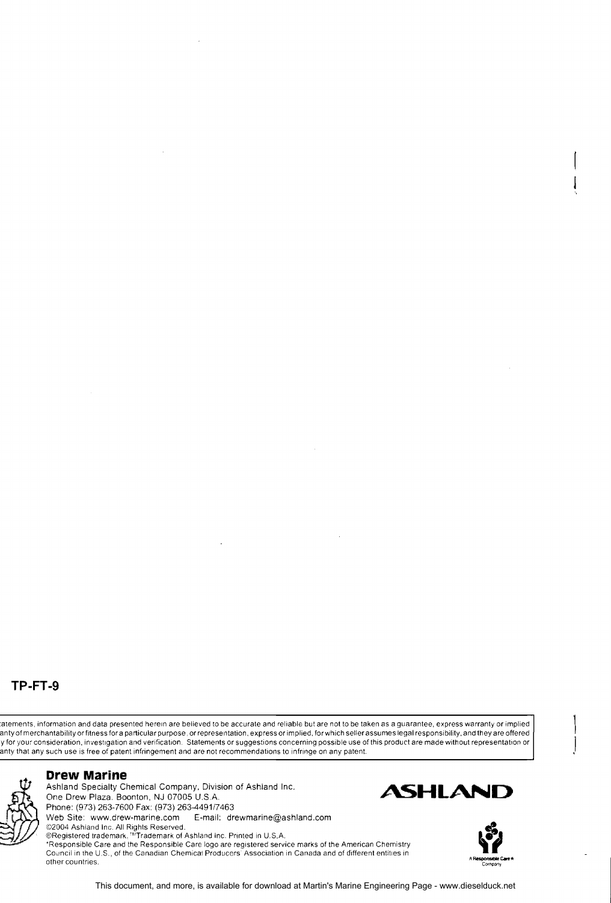**TP-FT-9**

...atements, information and data presented herein are believed to be accurate and reliable but are not to be taken as a guarantee, express warranty or implied ...anty of merchantability or fitness for a particular purpose; or representation, express or implied, for which seller assumes legal responsibility, and they are offered ...y for your consideration, investigation and verification. Statements or suggestions concerning possible use of this product are made without representation or ...anty that any such use is free of patent infringement and are not recommendations to infringe on any patent.

**Drew Marine**

Ashland Specialty Chemical Company, Division of Ashland Inc.
One Drew Plaza, Boonton, NJ 07005 U.S.A.
Phone: (973) 263-7600 Fax: (973) 263-4491/7463
Web Site: www.drew-marine.com E-mail: drewmarine@ashland.com
©2004 Ashland Inc. All Rights Reserved.
®Registered trademark. ™Trademark of Ashland Inc. Printed in U.S.A.
*Responsible Care and the Responsible Care logo are registered service marks of the American Chemistry Council in the U.S., of the Canadian Chemical Producers' Association in Canada and of different entities in other countries.

ASHLAND

A Responsible Care* Company

This document, and more, is available for download at Martin's Marine Engineering Page - www.dieselduck.net